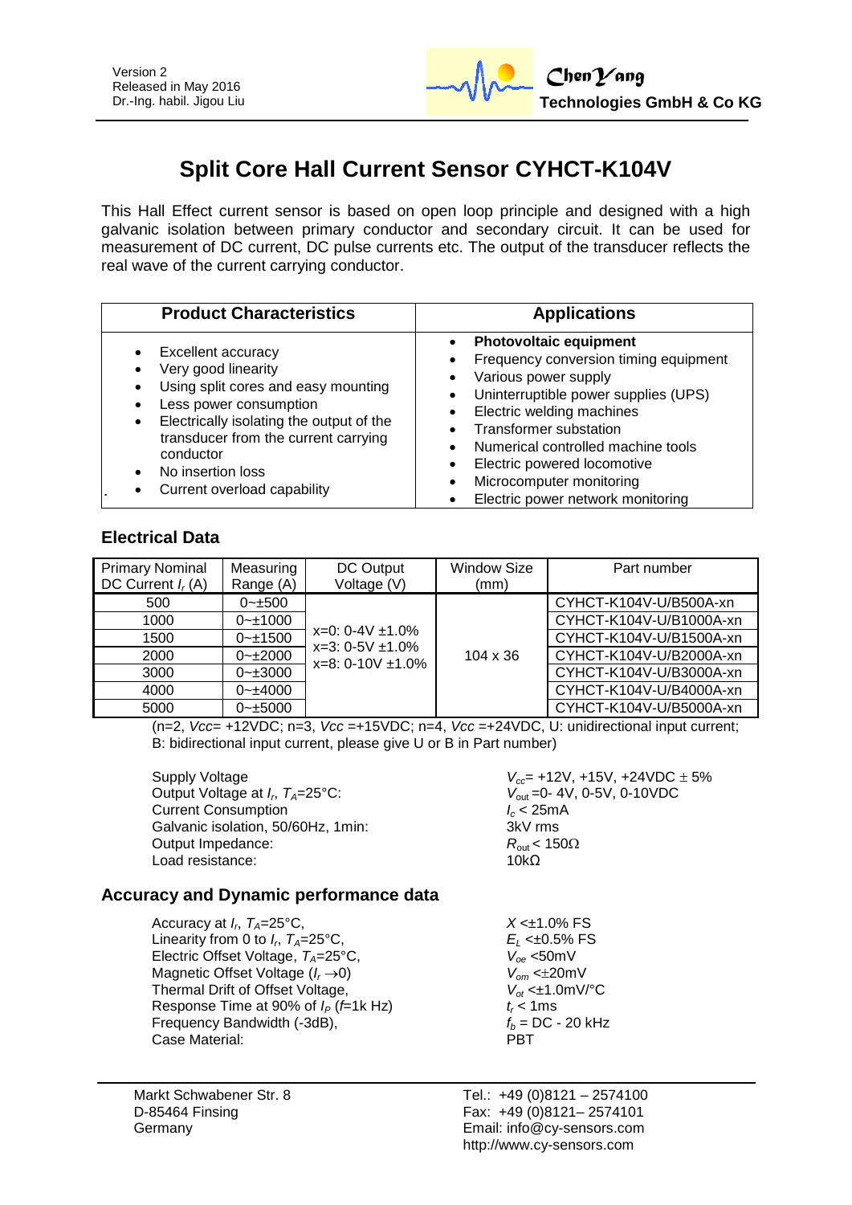Version 2
Released in May 2016
Dr.-Ing. habil. Jigou Liu

ChenYang Technologies GmbH & Co KG

# Split Core Hall Current Sensor CYHCT-K104V

This Hall Effect current sensor is based on open loop principle and designed with a high galvanic isolation between primary conductor and secondary circuit. It can be used for measurement of DC current, DC pulse currents etc. The output of the transducer reflects the real wave of the current carrying conductor.

| Product Characteristics | Applications |
|---|---|
| • Excellent accuracy<br>• Very good linearity<br>• Using split cores and easy mounting<br>• Less power consumption<br>• Electrically isolating the output of the transducer from the current carrying conductor<br>• No insertion loss<br>• Current overload capability | • **Photovoltaic equipment**<br>• Frequency conversion timing equipment<br>• Various power supply<br>• Uninterruptible power supplies (UPS)<br>• Electric welding machines<br>• Transformer substation<br>• Numerical controlled machine tools<br>• Electric powered locomotive<br>• Microcomputer monitoring<br>• Electric power network monitoring |

## Electrical Data

| Primary Nominal DC Current $I_r$ (A) | Measuring Range (A) | DC Output Voltage (V) | Window Size (mm) | Part number |
|---|---|---|---|---|
| 500 | 0~±500 | x=0: 0-4V ±1.0%<br>x=3: 0-5V ±1.0%<br>x=8: 0-10V ±1.0% | 104 x 36 | CYHCT-K104V-U/B500A-xn |
| 1000 | 0~±1000 | | | CYHCT-K104V-U/B1000A-xn |
| 1500 | 0~±1500 | | | CYHCT-K104V-U/B1500A-xn |
| 2000 | 0~±2000 | | | CYHCT-K104V-U/B2000A-xn |
| 3000 | 0~±3000 | | | CYHCT-K104V-U/B3000A-xn |
| 4000 | 0~±4000 | | | CYHCT-K104V-U/B4000A-xn |
| 5000 | 0~±5000 | | | CYHCT-K104V-U/B5000A-xn |

(n=2, *Vcc*= +12VDC; n=3, *Vcc* =+15VDC; n=4, *Vcc* =+24VDC, U: unidirectional input current; B: bidirectional input current, please give U or B in Part number)

| | |
|---|---|
| Supply Voltage | $V_{cc}$= +12V, +15V, +24VDC ± 5% |
| Output Voltage at $I_r$, $T_A$=25°C: | $V_{out}$=0- 4V, 0-5V, 0-10VDC |
| Current Consumption | $I_c$ < 25mA |
| Galvanic isolation, 50/60Hz, 1min: | 3kV rms |
| Output Impedance: | $R_{out}$ < 150Ω |
| Load resistance: | 10kΩ |

## Accuracy and Dynamic performance data

| | |
|---|---|
| Accuracy at $I_r$, $T_A$=25°C, | $X$ <±1.0% FS |
| Linearity from 0 to $I_r$, $T_A$=25°C, | $E_L$ <±0.5% FS |
| Electric Offset Voltage, $T_A$=25°C, | $V_{oe}$ <50mV |
| Magnetic Offset Voltage ($I_r \rightarrow 0$) | $V_{om}$ <±20mV |
| Thermal Drift of Offset Voltage, | $V_{ot}$ <±1.0mV/°C |
| Response Time at 90% of $I_P$ ($f$=1k Hz) | $t_r$ < 1ms |
| Frequency Bandwidth (-3dB), | $f_b$ = DC - 20 kHz |
| Case Material: | PBT |

Markt Schwabener Str. 8
D-85464 Finsing
Germany

Tel.: +49 (0)8121 – 2574100
Fax: +49 (0)8121– 2574101
Email: info@cy-sensors.com
http://www.cy-sensors.com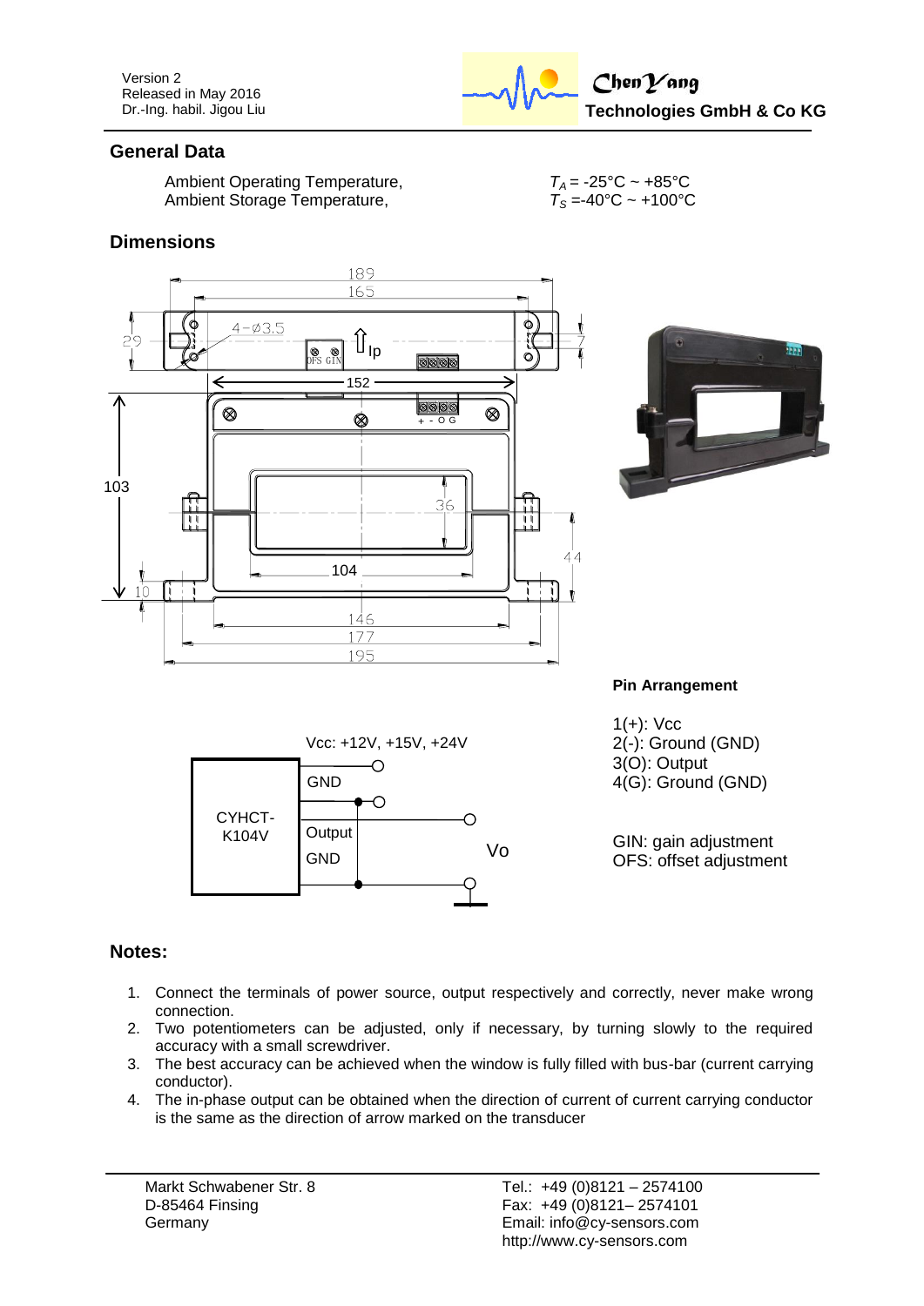## General Data

Ambient Operating Temperature, $T_A$ = -25°C ~ +85°C
Ambient Storage Temperature, $T_S$ =-40°C ~ +100°C

## Dimensions

189
165
4-Ø3.5
29
7
OFS GIN
Ip
152
+ - O G
103
36
44
104
10
146
177
195

Vcc: +12V, +15V, +24V
GND
CYHCT-K104V
Output
GND
Vo

**Pin Arrangement**

1(+): Vcc
2(-): Ground (GND)
3(O): Output
4(G): Ground (GND)

GIN: gain adjustment
OFS: offset adjustment

## Notes:

1. Connect the terminals of power source, output respectively and correctly, never make wrong connection.
2. Two potentiometers can be adjusted, only if necessary, by turning slowly to the required accuracy with a small screwdriver.
3. The best accuracy can be achieved when the window is fully filled with bus-bar (current carrying conductor).
4. The in-phase output can be obtained when the direction of current of current carrying conductor is the same as the direction of arrow marked on the transducer